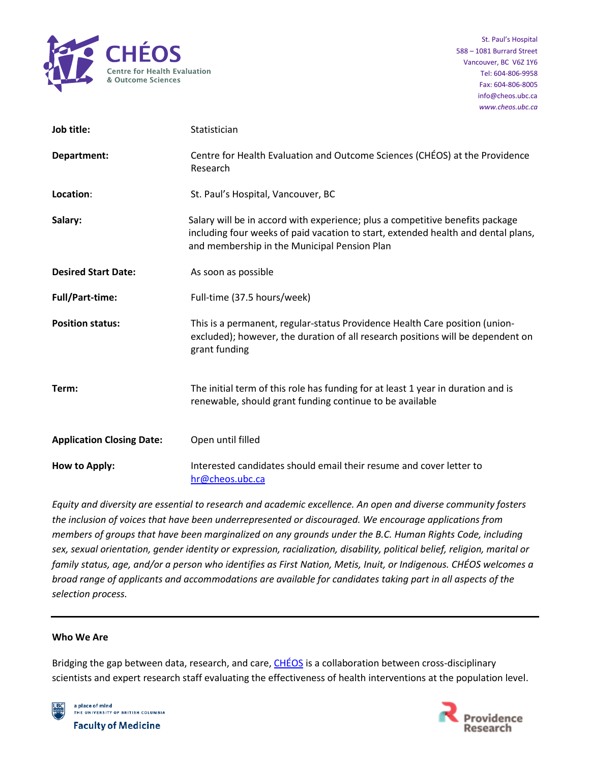CHÉOS
Centre for Health Evaluation & Outcome Sciences

St. Paul's Hospital
588 – 1081 Burrard Street
Vancouver, BC V6Z 1Y6
Tel: 604-806-9958
Fax: 604-806-8005
info@cheos.ubc.ca
*www.cheos.ubc.ca*

| | |
|---|---|
| **Job title:** | Statistician |
| **Department:** | Centre for Health Evaluation and Outcome Sciences (CHÉOS) at the Providence Research |
| **Location:** | St. Paul's Hospital, Vancouver, BC |
| **Salary:** | Salary will be in accord with experience; plus a competitive benefits package including four weeks of paid vacation to start, extended health and dental plans, and membership in the Municipal Pension Plan |
| **Desired Start Date:** | As soon as possible |
| **Full/Part-time:** | Full-time (37.5 hours/week) |
| **Position status:** | This is a permanent, regular-status Providence Health Care position (union-excluded); however, the duration of all research positions will be dependent on grant funding |
| **Term:** | The initial term of this role has funding for at least 1 year in duration and is renewable, should grant funding continue to be available |
| **Application Closing Date:** | Open until filled |
| **How to Apply:** | Interested candidates should email their resume and cover letter to [hr@cheos.ubc.ca](mailto:hr@cheos.ubc.ca) |

*Equity and diversity are essential to research and academic excellence. An open and diverse community fosters the inclusion of voices that have been underrepresented or discouraged. We encourage applications from members of groups that have been marginalized on any grounds under the B.C. Human Rights Code, including sex, sexual orientation, gender identity or expression, racialization, disability, political belief, religion, marital or family status, age, and/or a person who identifies as First Nation, Metis, Inuit, or Indigenous. CHÉOS welcomes a broad range of applicants and accommodations are available for candidates taking part in all aspects of the selection process.*

---

**Who We Are**

Bridging the gap between data, research, and care, CHÉOS is a collaboration between cross-disciplinary scientists and expert research staff evaluating the effectiveness of health interventions at the population level.

a place of mind
THE UNIVERSITY OF BRITISH COLUMBIA
Faculty of Medicine

Providence Research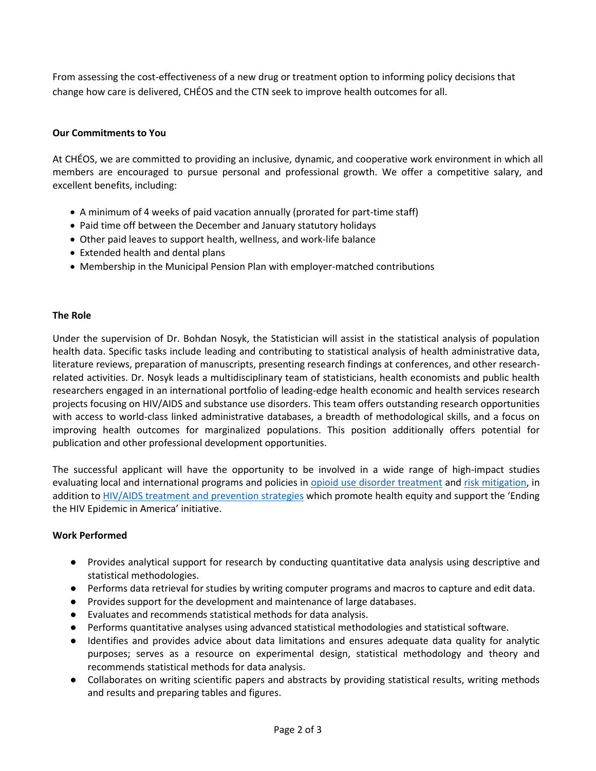From assessing the cost-effectiveness of a new drug or treatment option to informing policy decisions that change how care is delivered, CHÉOS and the CTN seek to improve health outcomes for all.

**Our Commitments to You**

At CHÉOS, we are committed to providing an inclusive, dynamic, and cooperative work environment in which all members are encouraged to pursue personal and professional growth. We offer a competitive salary, and excellent benefits, including:

- A minimum of 4 weeks of paid vacation annually (prorated for part-time staff)
- Paid time off between the December and January statutory holidays
- Other paid leaves to support health, wellness, and work-life balance
- Extended health and dental plans
- Membership in the Municipal Pension Plan with employer-matched contributions

**The Role**

Under the supervision of Dr. Bohdan Nosyk, the Statistician will assist in the statistical analysis of population health data. Specific tasks include leading and contributing to statistical analysis of health administrative data, literature reviews, preparation of manuscripts, presenting research findings at conferences, and other research-related activities. Dr. Nosyk leads a multidisciplinary team of statisticians, health economists and public health researchers engaged in an international portfolio of leading-edge health economic and health services research projects focusing on HIV/AIDS and substance use disorders. This team offers outstanding research opportunities with access to world-class linked administrative databases, a breadth of methodological skills, and a focus on improving health outcomes for marginalized populations. This position additionally offers potential for publication and other professional development opportunities.

The successful applicant will have the opportunity to be involved in a wide range of high-impact studies evaluating local and international programs and policies in opioid use disorder treatment and risk mitigation, in addition to HIV/AIDS treatment and prevention strategies which promote health equity and support the 'Ending the HIV Epidemic in America' initiative.

**Work Performed**

- Provides analytical support for research by conducting quantitative data analysis using descriptive and statistical methodologies.
- Performs data retrieval for studies by writing computer programs and macros to capture and edit data.
- Provides support for the development and maintenance of large databases.
- Evaluates and recommends statistical methods for data analysis.
- Performs quantitative analyses using advanced statistical methodologies and statistical software.
- Identifies and provides advice about data limitations and ensures adequate data quality for analytic purposes; serves as a resource on experimental design, statistical methodology and theory and recommends statistical methods for data analysis.
- Collaborates on writing scientific papers and abstracts by providing statistical results, writing methods and results and preparing tables and figures.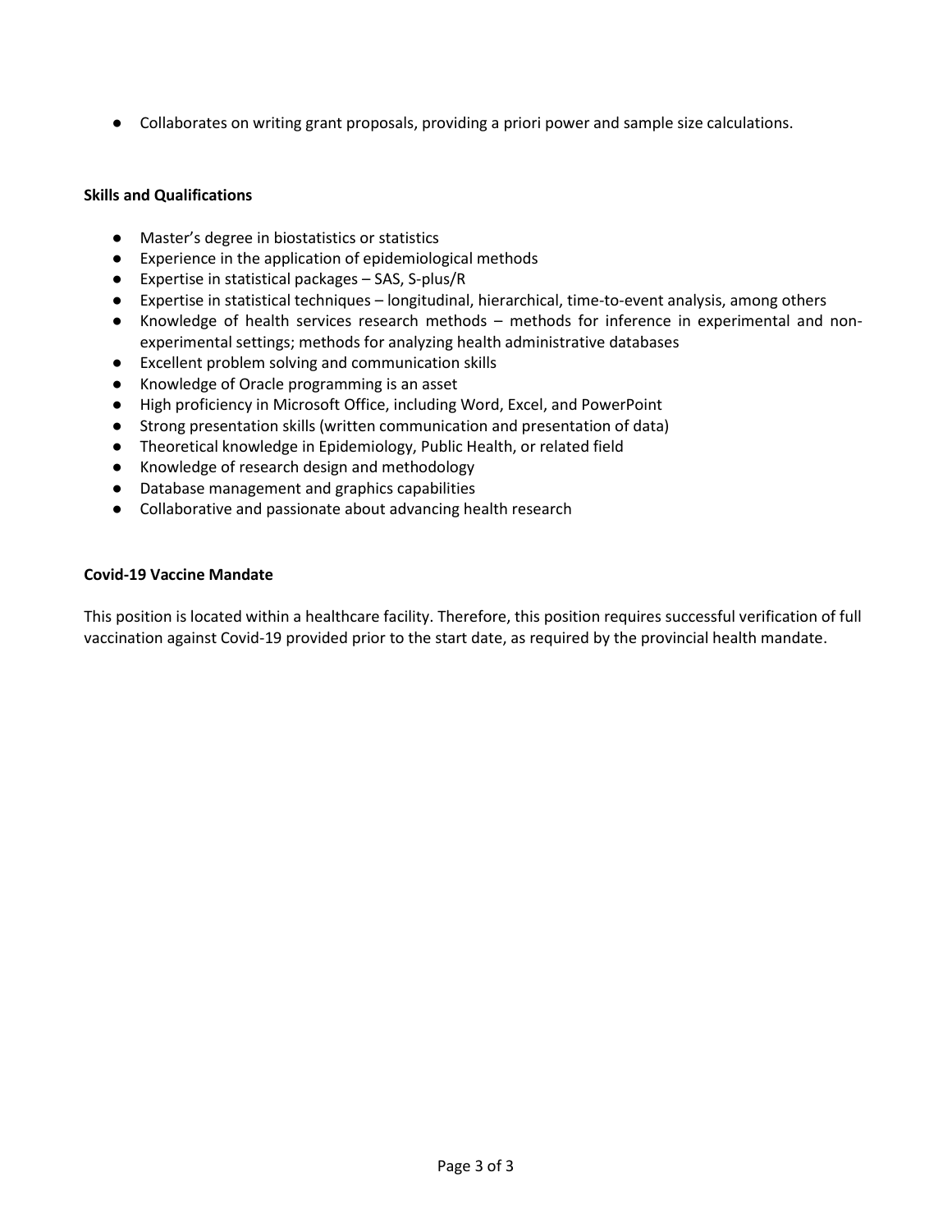- Collaborates on writing grant proposals, providing a priori power and sample size calculations.

**Skills and Qualifications**

- Master's degree in biostatistics or statistics
- Experience in the application of epidemiological methods
- Expertise in statistical packages – SAS, S-plus/R
- Expertise in statistical techniques – longitudinal, hierarchical, time-to-event analysis, among others
- Knowledge of health services research methods – methods for inference in experimental and non-experimental settings; methods for analyzing health administrative databases
- Excellent problem solving and communication skills
- Knowledge of Oracle programming is an asset
- High proficiency in Microsoft Office, including Word, Excel, and PowerPoint
- Strong presentation skills (written communication and presentation of data)
- Theoretical knowledge in Epidemiology, Public Health, or related field
- Knowledge of research design and methodology
- Database management and graphics capabilities
- Collaborative and passionate about advancing health research

**Covid-19 Vaccine Mandate**

This position is located within a healthcare facility. Therefore, this position requires successful verification of full vaccination against Covid-19 provided prior to the start date, as required by the provincial health mandate.